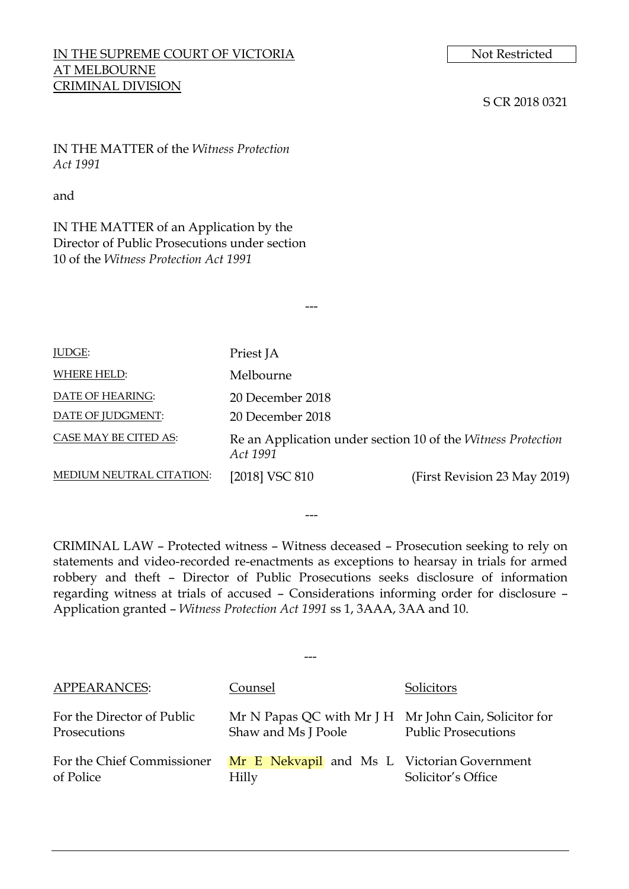IN THE SUPREME COURT OF VICTORIA
AT MELBOURNE
CRIMINAL DIVISION

Not Restricted

S CR 2018 0321

IN THE MATTER of the *Witness Protection Act 1991*

and

IN THE MATTER of an Application by the Director of Public Prosecutions under section 10 of the *Witness Protection Act 1991*

---

| | | |
|---|---|---|
| JUDGE: | Priest JA | |
| WHERE HELD: | Melbourne | |
| DATE OF HEARING: | 20 December 2018 | |
| DATE OF JUDGMENT: | 20 December 2018 | |
| CASE MAY BE CITED AS: | Re an Application under section 10 of the *Witness Protection Act 1991* | |
| MEDIUM NEUTRAL CITATION: | [2018] VSC 810 | (First Revision 23 May 2019) |

---

CRIMINAL LAW – Protected witness – Witness deceased – Prosecution seeking to rely on statements and video-recorded re-enactments as exceptions to hearsay in trials for armed robbery and theft – Director of Public Prosecutions seeks disclosure of information regarding witness at trials of accused – Considerations informing order for disclosure – Application granted – *Witness Protection Act 1991* ss 1, 3AAA, 3AA and 10.

---

| APPEARANCES: | Counsel | Solicitors |
|---|---|---|
| For the Director of Public Prosecutions | Mr N Papas QC with Mr J H Shaw and Ms J Poole | Mr John Cain, Solicitor for Public Prosecutions |
| For the Chief Commissioner of Police | Mr E Nekvapil and Ms L Hilly | Victorian Government Solicitor's Office |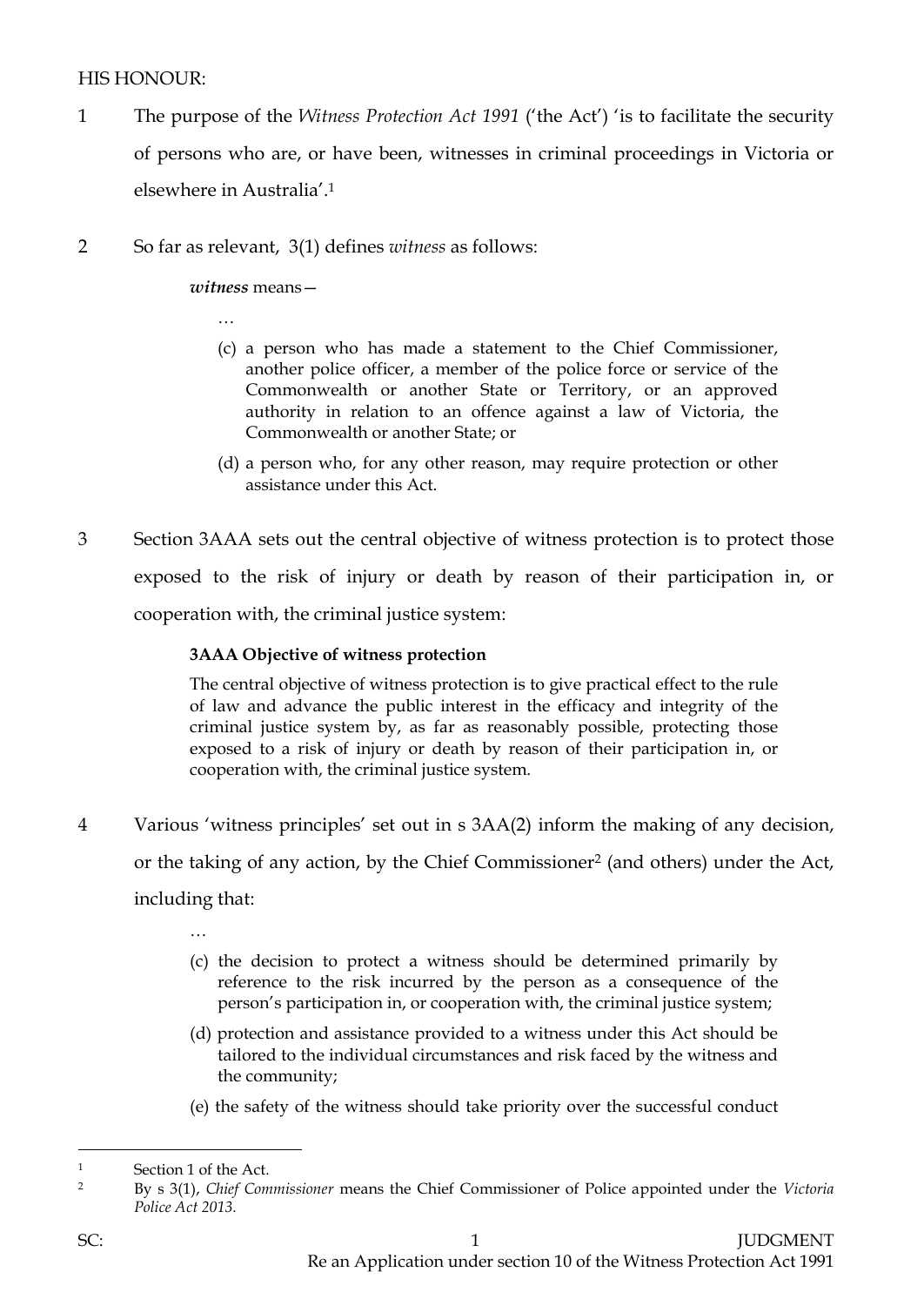HIS HONOUR:

1 The purpose of the *Witness Protection Act 1991* ('the Act') 'is to facilitate the security of persons who are, or have been, witnesses in criminal proceedings in Victoria or elsewhere in Australia'.[1]

2 So far as relevant, 3(1) defines *witness* as follows:

> ***witness*** means—
>
> …
>
> (c) a person who has made a statement to the Chief Commissioner, another police officer, a member of the police force or service of the Commonwealth or another State or Territory, or an approved authority in relation to an offence against a law of Victoria, the Commonwealth or another State; or
>
> (d) a person who, for any other reason, may require protection or other assistance under this Act.

3 Section 3AAA sets out the central objective of witness protection is to protect those exposed to the risk of injury or death by reason of their participation in, or cooperation with, the criminal justice system:

> **3AAA Objective of witness protection**
>
> The central objective of witness protection is to give practical effect to the rule of law and advance the public interest in the efficacy and integrity of the criminal justice system by, as far as reasonably possible, protecting those exposed to a risk of injury or death by reason of their participation in, or cooperation with, the criminal justice system.

4 Various 'witness principles' set out in s 3AA(2) inform the making of any decision, or the taking of any action, by the Chief Commissioner[2] (and others) under the Act, including that:

> …
>
> (c) the decision to protect a witness should be determined primarily by reference to the risk incurred by the person as a consequence of the person's participation in, or cooperation with, the criminal justice system;
>
> (d) protection and assistance provided to a witness under this Act should be tailored to the individual circumstances and risk faced by the witness and the community;
>
> (e) the safety of the witness should take priority over the successful conduct

---

[1] Section 1 of the Act.

[2] By s 3(1), *Chief Commissioner* means the Chief Commissioner of Police appointed under the *Victoria Police Act 2013*.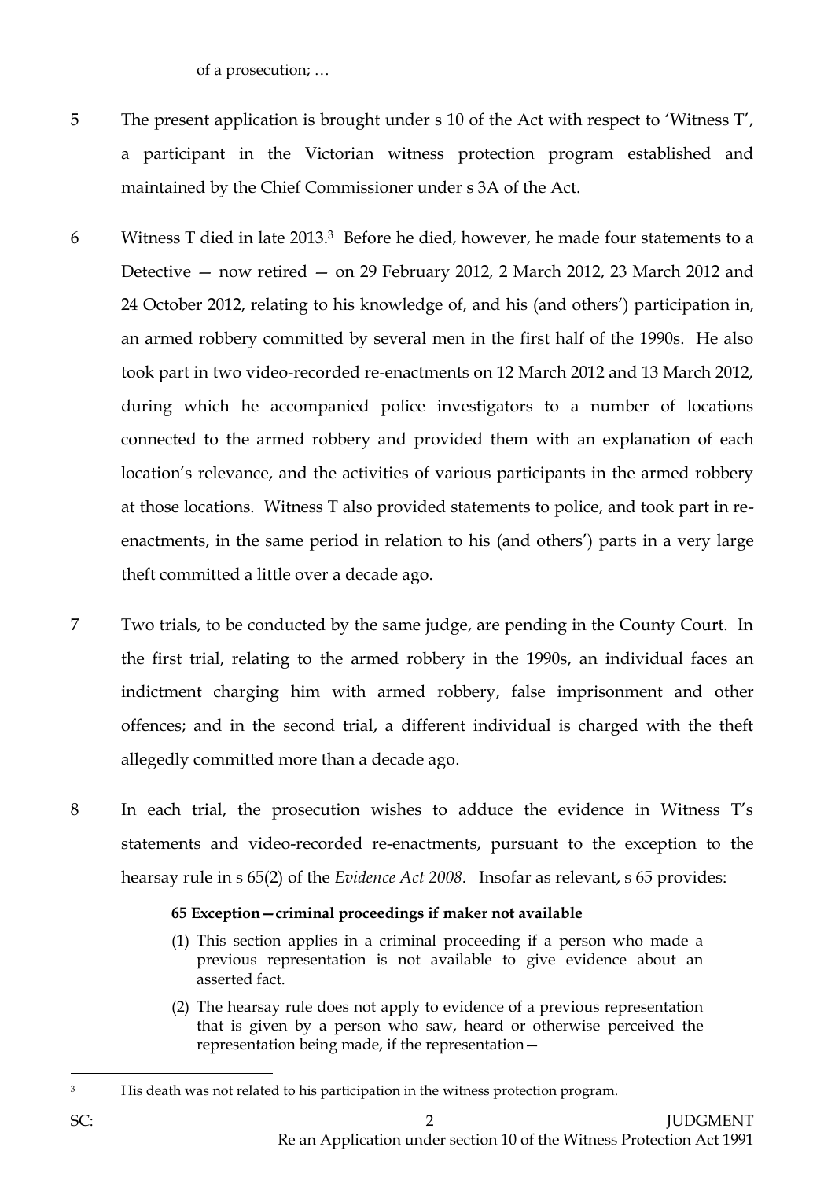of a prosecution; …

5 The present application is brought under s 10 of the Act with respect to 'Witness T', a participant in the Victorian witness protection program established and maintained by the Chief Commissioner under s 3A of the Act.

6 Witness T died in late 2013.[3] Before he died, however, he made four statements to a Detective — now retired — on 29 February 2012, 2 March 2012, 23 March 2012 and 24 October 2012, relating to his knowledge of, and his (and others') participation in, an armed robbery committed by several men in the first half of the 1990s. He also took part in two video-recorded re-enactments on 12 March 2012 and 13 March 2012, during which he accompanied police investigators to a number of locations connected to the armed robbery and provided them with an explanation of each location's relevance, and the activities of various participants in the armed robbery at those locations. Witness T also provided statements to police, and took part in re-enactments, in the same period in relation to his (and others') parts in a very large theft committed a little over a decade ago.

7 Two trials, to be conducted by the same judge, are pending in the County Court. In the first trial, relating to the armed robbery in the 1990s, an individual faces an indictment charging him with armed robbery, false imprisonment and other offences; and in the second trial, a different individual is charged with the theft allegedly committed more than a decade ago.

8 In each trial, the prosecution wishes to adduce the evidence in Witness T's statements and video-recorded re-enactments, pursuant to the exception to the hearsay rule in s 65(2) of the *Evidence Act 2008*. Insofar as relevant, s 65 provides:

> **65 Exception—criminal proceedings if maker not available**
>
> (1) This section applies in a criminal proceeding if a person who made a previous representation is not available to give evidence about an asserted fact.
>
> (2) The hearsay rule does not apply to evidence of a previous representation that is given by a person who saw, heard or otherwise perceived the representation being made, if the representation—

[3] His death was not related to his participation in the witness protection program.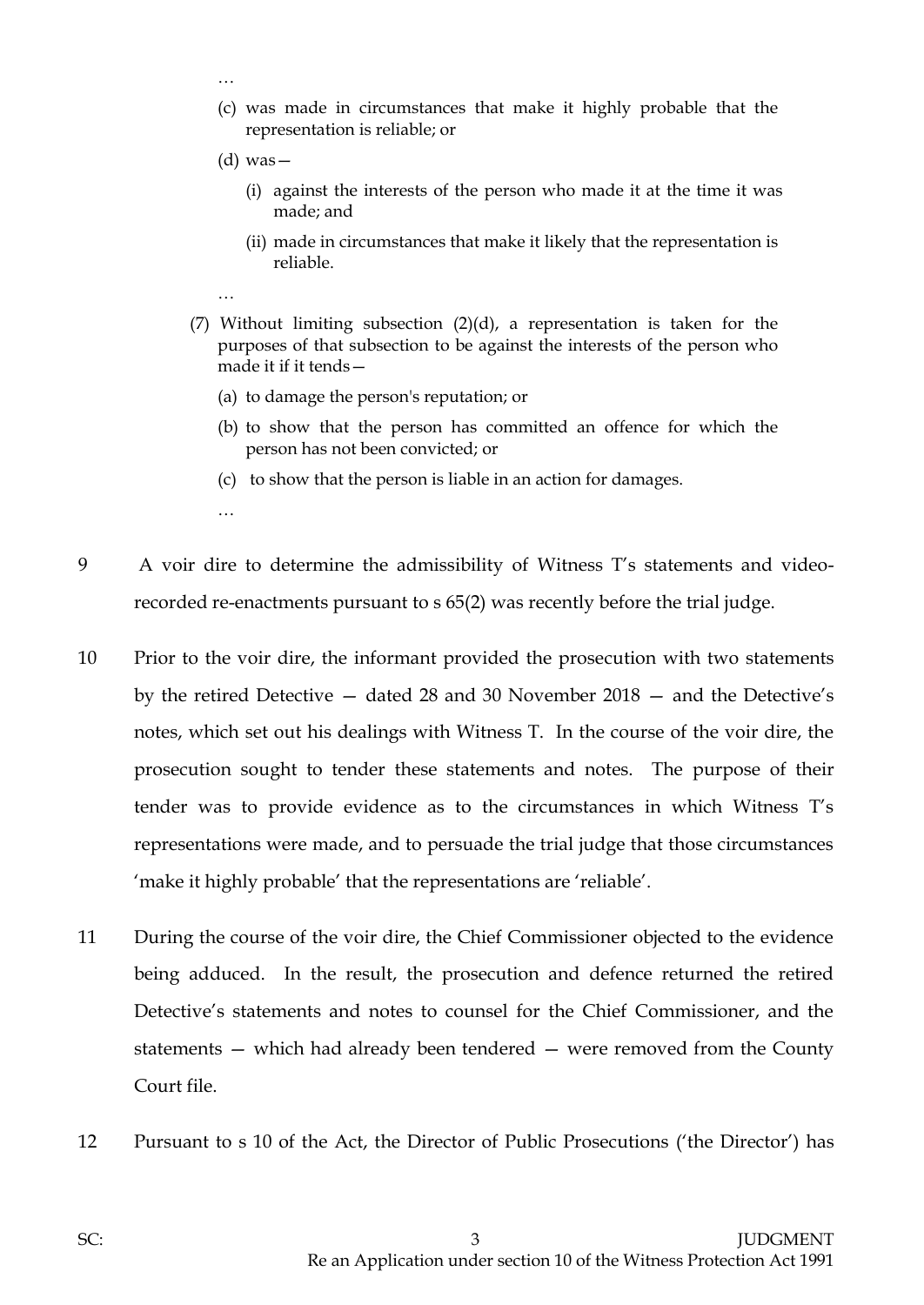…

(c) was made in circumstances that make it highly probable that the representation is reliable; or

(d) was—

(i) against the interests of the person who made it at the time it was made; and

(ii) made in circumstances that make it likely that the representation is reliable.

…

(7) Without limiting subsection (2)(d), a representation is taken for the purposes of that subsection to be against the interests of the person who made it if it tends—

(a) to damage the person's reputation; or

(b) to show that the person has committed an offence for which the person has not been convicted; or

(c) to show that the person is liable in an action for damages.

…

9 A voir dire to determine the admissibility of Witness T's statements and video-recorded re-enactments pursuant to s 65(2) was recently before the trial judge.

10 Prior to the voir dire, the informant provided the prosecution with two statements by the retired Detective — dated 28 and 30 November 2018 — and the Detective's notes, which set out his dealings with Witness T. In the course of the voir dire, the prosecution sought to tender these statements and notes. The purpose of their tender was to provide evidence as to the circumstances in which Witness T's representations were made, and to persuade the trial judge that those circumstances 'make it highly probable' that the representations are 'reliable'.

11 During the course of the voir dire, the Chief Commissioner objected to the evidence being adduced. In the result, the prosecution and defence returned the retired Detective's statements and notes to counsel for the Chief Commissioner, and the statements — which had already been tendered — were removed from the County Court file.

12 Pursuant to s 10 of the Act, the Director of Public Prosecutions ('the Director') has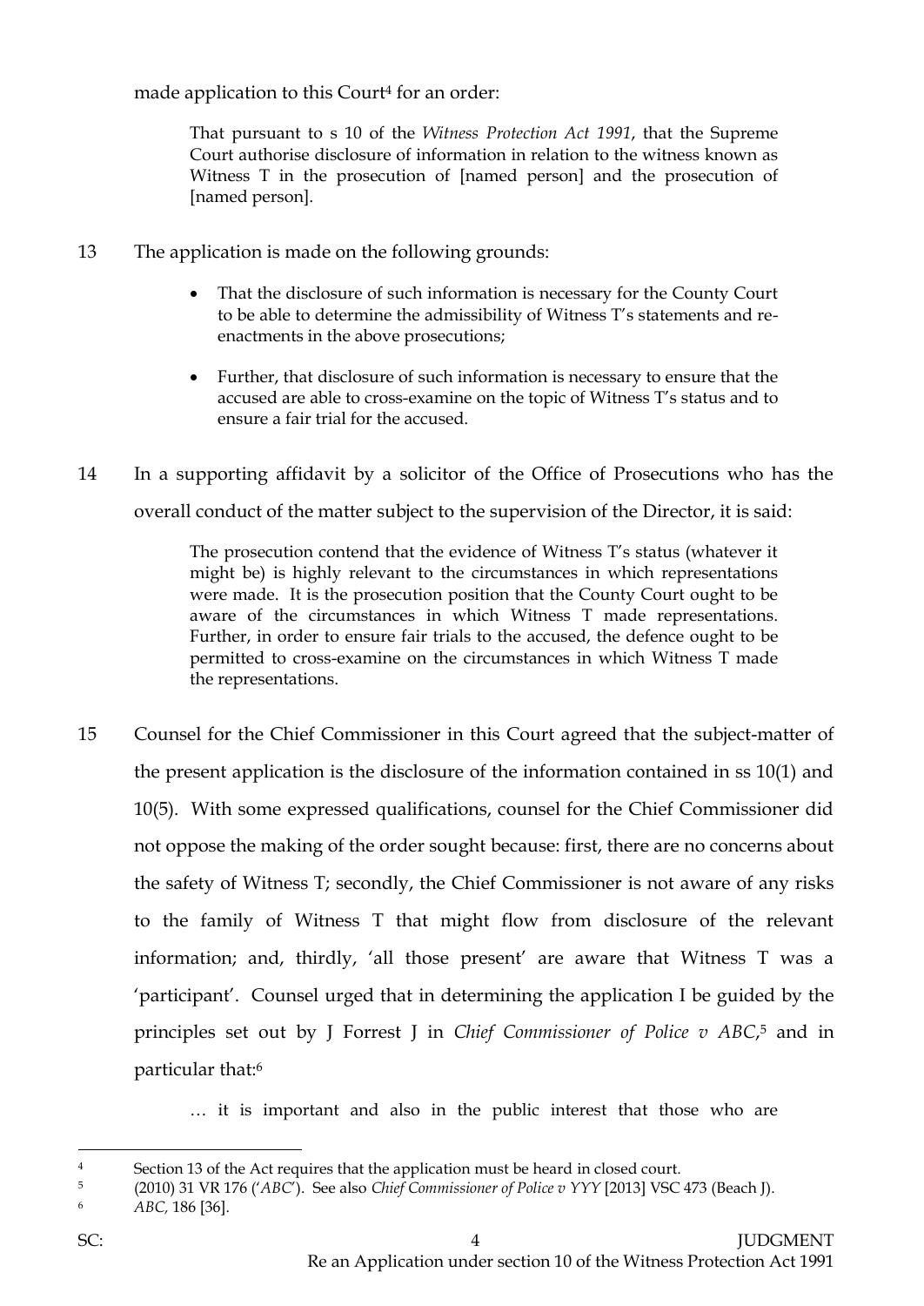made application to this Court[4] for an order:

> That pursuant to s 10 of the *Witness Protection Act 1991*, that the Supreme Court authorise disclosure of information in relation to the witness known as Witness T in the prosecution of [named person] and the prosecution of [named person].

13 The application is made on the following grounds:

> - That the disclosure of such information is necessary for the County Court to be able to determine the admissibility of Witness T's statements and re-enactments in the above prosecutions;
>
> - Further, that disclosure of such information is necessary to ensure that the accused are able to cross-examine on the topic of Witness T's status and to ensure a fair trial for the accused.

14 In a supporting affidavit by a solicitor of the Office of Prosecutions who has the overall conduct of the matter subject to the supervision of the Director, it is said:

> The prosecution contend that the evidence of Witness T's status (whatever it might be) is highly relevant to the circumstances in which representations were made. It is the prosecution position that the County Court ought to be aware of the circumstances in which Witness T made representations. Further, in order to ensure fair trials to the accused, the defence ought to be permitted to cross-examine on the circumstances in which Witness T made the representations.

15 Counsel for the Chief Commissioner in this Court agreed that the subject-matter of the present application is the disclosure of the information contained in ss 10(1) and 10(5). With some expressed qualifications, counsel for the Chief Commissioner did not oppose the making of the order sought because: first, there are no concerns about the safety of Witness T; secondly, the Chief Commissioner is not aware of any risks to the family of Witness T that might flow from disclosure of the relevant information; and, thirdly, 'all those present' are aware that Witness T was a 'participant'. Counsel urged that in determining the application I be guided by the principles set out by J Forrest J in *Chief Commissioner of Police v ABC*,[5] and in particular that:[6]

> … it is important and also in the public interest that those who are

---

[4] Section 13 of the Act requires that the application must be heard in closed court.

[5] (2010) 31 VR 176 ('*ABC*'). See also *Chief Commissioner of Police v YYY* [2013] VSC 473 (Beach J).

[6] *ABC,* 186 [36].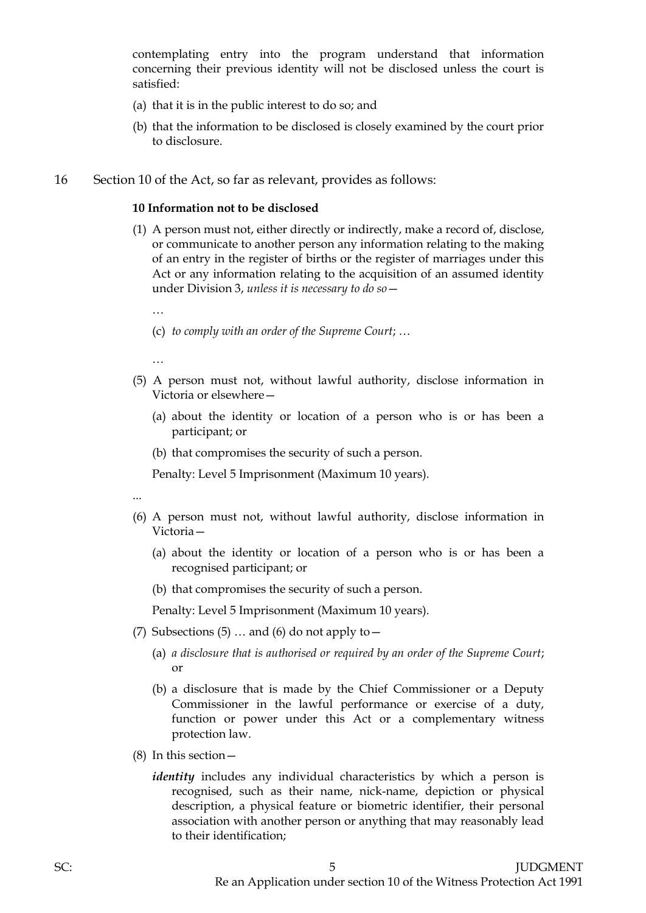contemplating entry into the program understand that information concerning their previous identity will not be disclosed unless the court is satisfied:

(a) that it is in the public interest to do so; and

(b) that the information to be disclosed is closely examined by the court prior to disclosure.

16 Section 10 of the Act, so far as relevant, provides as follows:

**10 Information not to be disclosed**

(1) A person must not, either directly or indirectly, make a record of, disclose, or communicate to another person any information relating to the making of an entry in the register of births or the register of marriages under this Act or any information relating to the acquisition of an assumed identity under Division 3, *unless it is necessary to do so*—

…

(c) *to comply with an order of the Supreme Court*; …

…

(5) A person must not, without lawful authority, disclose information in Victoria or elsewhere—

(a) about the identity or location of a person who is or has been a participant; or

(b) that compromises the security of such a person.

Penalty: Level 5 Imprisonment (Maximum 10 years).

...

(6) A person must not, without lawful authority, disclose information in Victoria—

(a) about the identity or location of a person who is or has been a recognised participant; or

(b) that compromises the security of such a person.

Penalty: Level 5 Imprisonment (Maximum 10 years).

(7) Subsections (5) … and (6) do not apply to—

(a) *a disclosure that is authorised or required by an order of the Supreme Court*; or

(b) a disclosure that is made by the Chief Commissioner or a Deputy Commissioner in the lawful performance or exercise of a duty, function or power under this Act or a complementary witness protection law.

(8) In this section—

***identity*** includes any individual characteristics by which a person is recognised, such as their name, nick-name, depiction or physical description, a physical feature or biometric identifier, their personal association with another person or anything that may reasonably lead to their identification;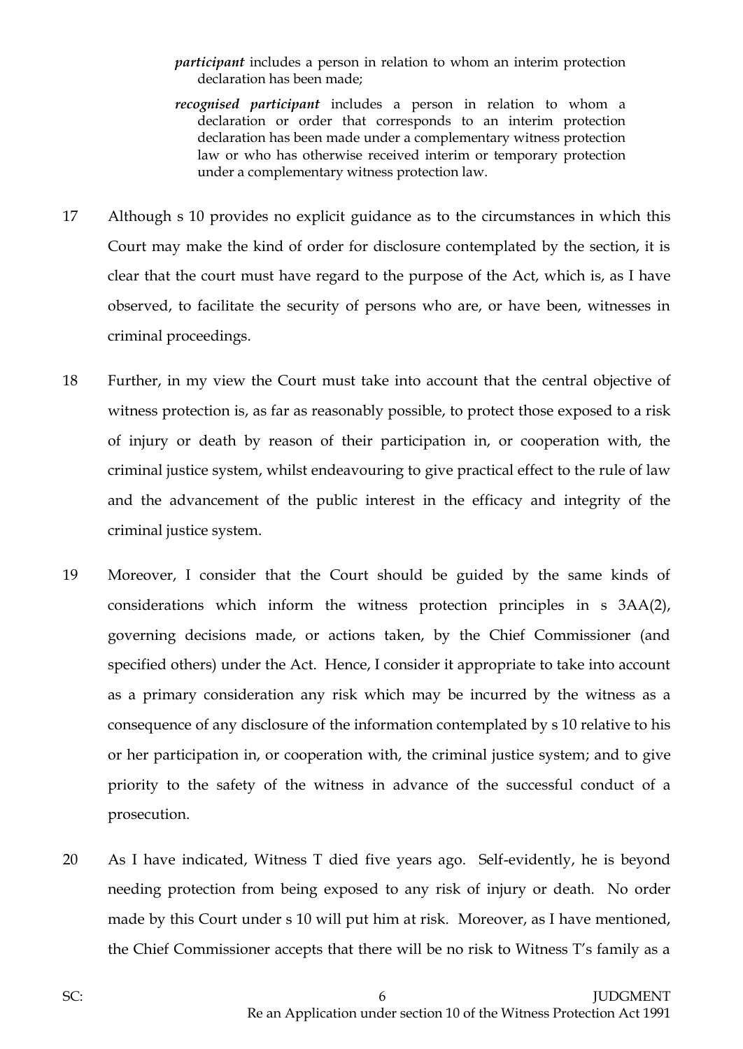*participant* includes a person in relation to whom an interim protection declaration has been made;

*recognised participant* includes a person in relation to whom a declaration or order that corresponds to an interim protection declaration has been made under a complementary witness protection law or who has otherwise received interim or temporary protection under a complementary witness protection law.

17 Although s 10 provides no explicit guidance as to the circumstances in which this Court may make the kind of order for disclosure contemplated by the section, it is clear that the court must have regard to the purpose of the Act, which is, as I have observed, to facilitate the security of persons who are, or have been, witnesses in criminal proceedings.

18 Further, in my view the Court must take into account that the central objective of witness protection is, as far as reasonably possible, to protect those exposed to a risk of injury or death by reason of their participation in, or cooperation with, the criminal justice system, whilst endeavouring to give practical effect to the rule of law and the advancement of the public interest in the efficacy and integrity of the criminal justice system.

19 Moreover, I consider that the Court should be guided by the same kinds of considerations which inform the witness protection principles in s 3AA(2), governing decisions made, or actions taken, by the Chief Commissioner (and specified others) under the Act. Hence, I consider it appropriate to take into account as a primary consideration any risk which may be incurred by the witness as a consequence of any disclosure of the information contemplated by s 10 relative to his or her participation in, or cooperation with, the criminal justice system; and to give priority to the safety of the witness in advance of the successful conduct of a prosecution.

20 As I have indicated, Witness T died five years ago. Self-evidently, he is beyond needing protection from being exposed to any risk of injury or death. No order made by this Court under s 10 will put him at risk. Moreover, as I have mentioned, the Chief Commissioner accepts that there will be no risk to Witness T's family as a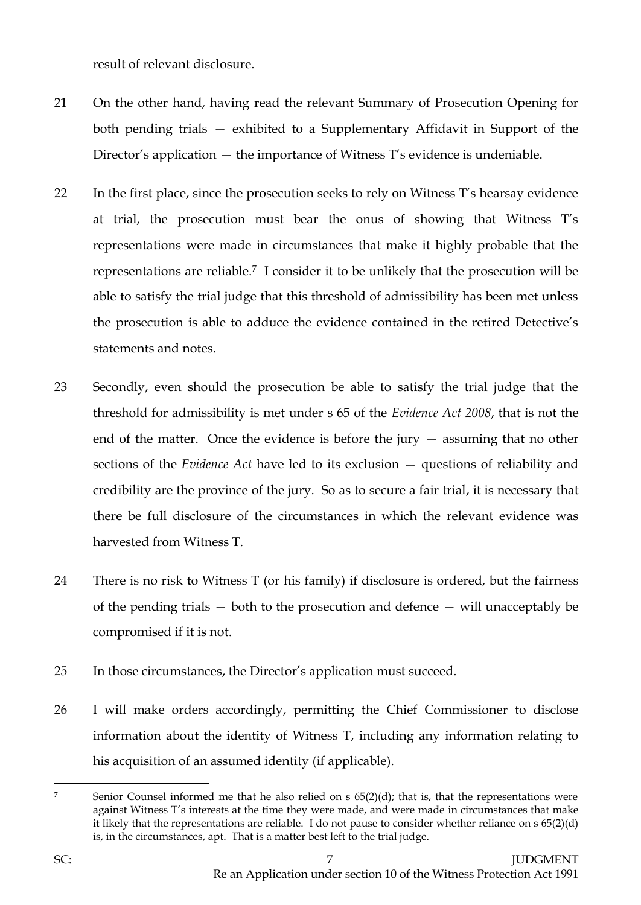result of relevant disclosure.

21 On the other hand, having read the relevant Summary of Prosecution Opening for both pending trials — exhibited to a Supplementary Affidavit in Support of the Director's application — the importance of Witness T's evidence is undeniable.

22 In the first place, since the prosecution seeks to rely on Witness T's hearsay evidence at trial, the prosecution must bear the onus of showing that Witness T's representations were made in circumstances that make it highly probable that the representations are reliable.[7] I consider it to be unlikely that the prosecution will be able to satisfy the trial judge that this threshold of admissibility has been met unless the prosecution is able to adduce the evidence contained in the retired Detective's statements and notes.

23 Secondly, even should the prosecution be able to satisfy the trial judge that the threshold for admissibility is met under s 65 of the *Evidence Act 2008*, that is not the end of the matter. Once the evidence is before the jury — assuming that no other sections of the *Evidence Act* have led to its exclusion — questions of reliability and credibility are the province of the jury. So as to secure a fair trial, it is necessary that there be full disclosure of the circumstances in which the relevant evidence was harvested from Witness T.

24 There is no risk to Witness T (or his family) if disclosure is ordered, but the fairness of the pending trials — both to the prosecution and defence — will unacceptably be compromised if it is not.

25 In those circumstances, the Director's application must succeed.

26 I will make orders accordingly, permitting the Chief Commissioner to disclose information about the identity of Witness T, including any information relating to his acquisition of an assumed identity (if applicable).

---

[7] Senior Counsel informed me that he also relied on s 65(2)(d); that is, that the representations were against Witness T's interests at the time they were made, and were made in circumstances that make it likely that the representations are reliable. I do not pause to consider whether reliance on s 65(2)(d) is, in the circumstances, apt. That is a matter best left to the trial judge.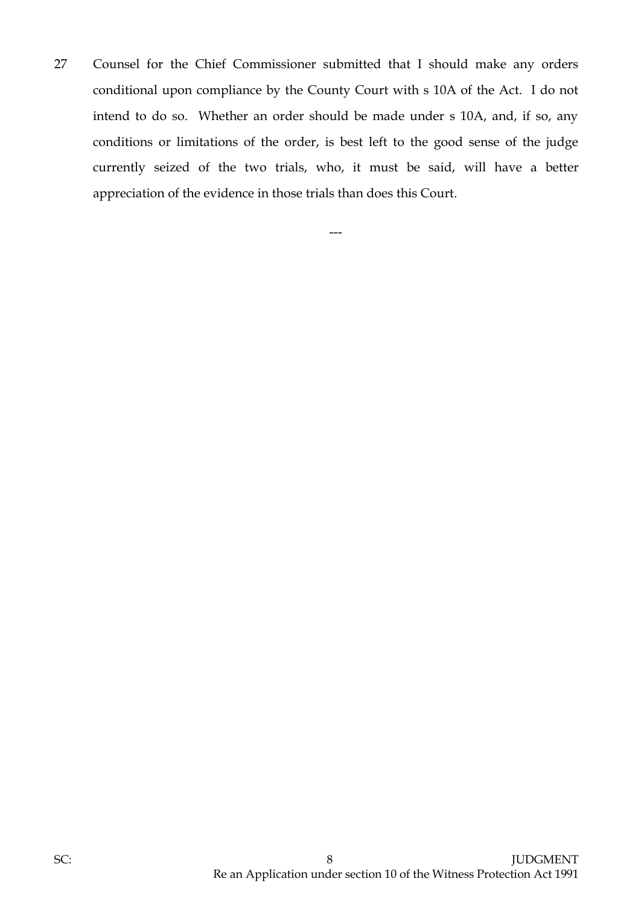27 Counsel for the Chief Commissioner submitted that I should make any orders conditional upon compliance by the County Court with s 10A of the Act. I do not intend to do so. Whether an order should be made under s 10A, and, if so, any conditions or limitations of the order, is best left to the good sense of the judge currently seized of the two trials, who, it must be said, will have a better appreciation of the evidence in those trials than does this Court.

---